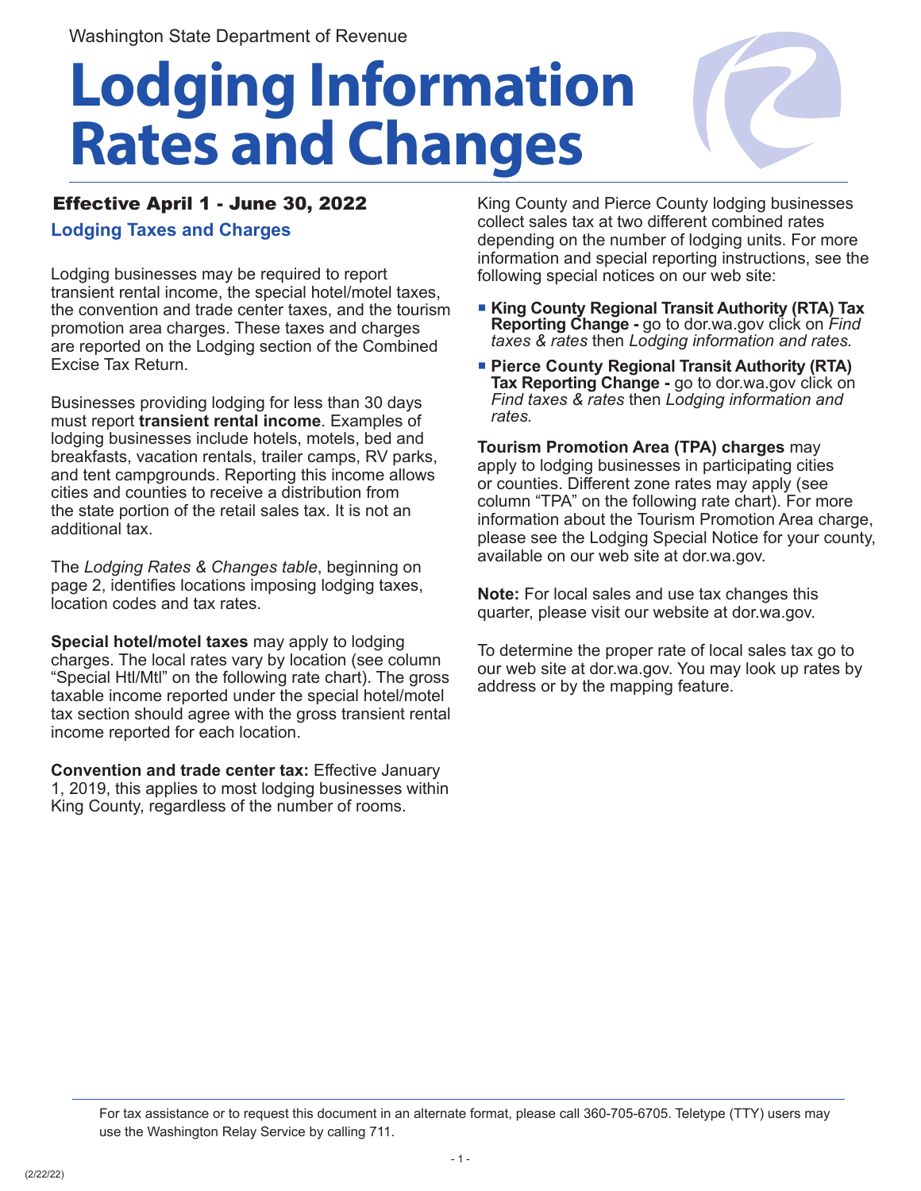Washington State Department of Revenue

# Lodging Information Rates and Changes

## Effective April 1 - June 30, 2022

### Lodging Taxes and Charges

Lodging businesses may be required to report transient rental income, the special hotel/motel taxes, the convention and trade center taxes, and the tourism promotion area charges. These taxes and charges are reported on the Lodging section of the Combined Excise Tax Return.

Businesses providing lodging for less than 30 days must report **transient rental income**. Examples of lodging businesses include hotels, motels, bed and breakfasts, vacation rentals, trailer camps, RV parks, and tent campgrounds. Reporting this income allows cities and counties to receive a distribution from the state portion of the retail sales tax. It is not an additional tax.

The *Lodging Rates & Changes table*, beginning on page 2, identifies locations imposing lodging taxes, location codes and tax rates.

**Special hotel/motel taxes** may apply to lodging charges. The local rates vary by location (see column "Special Htl/Mtl" on the following rate chart). The gross taxable income reported under the special hotel/motel tax section should agree with the gross transient rental income reported for each location.

**Convention and trade center tax:** Effective January 1, 2019, this applies to most lodging businesses within King County, regardless of the number of rooms.

King County and Pierce County lodging businesses collect sales tax at two different combined rates depending on the number of lodging units. For more information and special reporting instructions, see the following special notices on our web site:

- **King County Regional Transit Authority (RTA) Tax Reporting Change -** go to dor.wa.gov click on *Find taxes & rates* then *Lodging information and rates.*
- **Pierce County Regional Transit Authority (RTA) Tax Reporting Change -** go to dor.wa.gov click on *Find taxes & rates* then *Lodging information and rates.*

**Tourism Promotion Area (TPA) charges** may apply to lodging businesses in participating cities or counties. Different zone rates may apply (see column "TPA" on the following rate chart). For more information about the Tourism Promotion Area charge, please see the Lodging Special Notice for your county, available on our web site at dor.wa.gov.

**Note:** For local sales and use tax changes this quarter, please visit our website at dor.wa.gov.

To determine the proper rate of local sales tax go to our web site at dor.wa.gov. You may look up rates by address or by the mapping feature.

For tax assistance or to request this document in an alternate format, please call 360-705-6705. Teletype (TTY) users may use the Washington Relay Service by calling 711.

(2/22/22)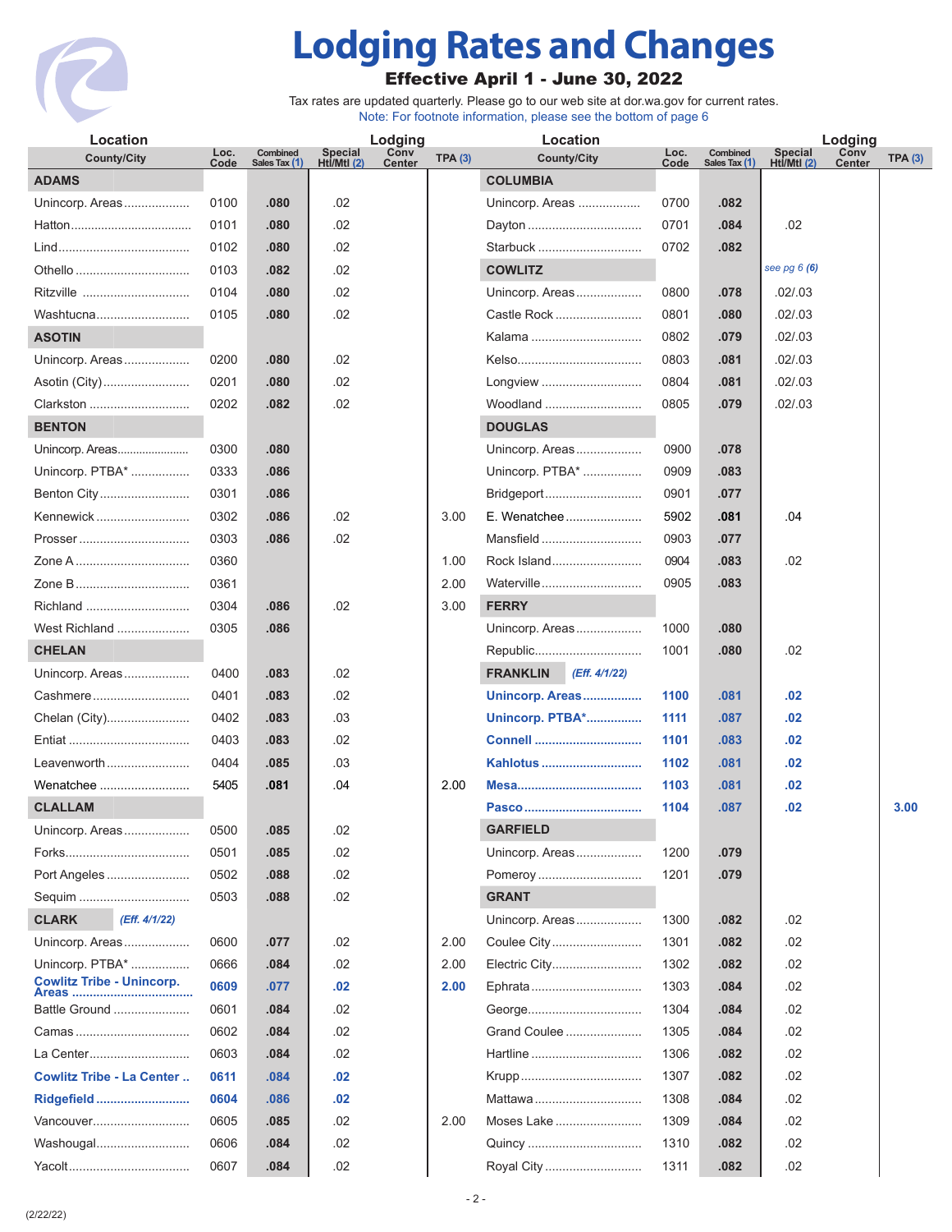# Lodging Rates and Changes

**Effective April 1 - June 30, 2022**

Tax rates are updated quarterly. Please go to our web site at dor.wa.gov for current rates.

Note: For footnote information, please see the bottom of page 6

| Location County/City | Loc. Code | Combined Sales Tax (1) | Lodging Special Htl/Mtl (2) | Lodging Conv Center | TPA (3) |
|---|---|---|---|---|---|
| **ADAMS** | | | | | |
| Unincorp. Areas | 0100 | .080 | .02 | | |
| Hatton | 0101 | .080 | .02 | | |
| Lind | 0102 | .080 | .02 | | |
| Othello | 0103 | .082 | .02 | | |
| Ritzville | 0104 | .080 | .02 | | |
| Washtucna | 0105 | .080 | .02 | | |
| **ASOTIN** | | | | | |
| Unincorp. Areas | 0200 | .080 | .02 | | |
| Asotin (City) | 0201 | .080 | .02 | | |
| Clarkston | 0202 | .082 | .02 | | |
| **BENTON** | | | | | |
| Unincorp. Areas | 0300 | .080 | | | |
| Unincorp. PTBA* | 0333 | .086 | | | |
| Benton City | 0301 | .086 | | | |
| Kennewick | 0302 | .086 | .02 | | 3.00 |
| Prosser | 0303 | .086 | .02 | | |
| Zone A | 0360 | | | | 1.00 |
| Zone B | 0361 | | | | 2.00 |
| Richland | 0304 | .086 | .02 | | 3.00 |
| West Richland | 0305 | .086 | | | |
| **CHELAN** | | | | | |
| Unincorp. Areas | 0400 | .083 | .02 | | |
| Cashmere | 0401 | .083 | .02 | | |
| Chelan (City) | 0402 | .083 | .03 | | |
| Entiat | 0403 | .083 | .02 | | |
| Leavenworth | 0404 | .085 | .03 | | |
| Wenatchee | 5405 | .081 | .04 | | 2.00 |
| **CLALLAM** | | | | | |
| Unincorp. Areas | 0500 | .085 | .02 | | |
| Forks | 0501 | .085 | .02 | | |
| Port Angeles | 0502 | .088 | .02 | | |
| Sequim | 0503 | .088 | .02 | | |
| **CLARK** *(Eff. 4/1/22)* | | | | | |
| Unincorp. Areas | 0600 | .077 | .02 | | 2.00 |
| Unincorp. PTBA* | 0666 | .084 | .02 | | 2.00 |
| **Cowlitz Tribe - Unincorp. Areas** | **0609** | **.077** | **.02** | | **2.00** |
| Battle Ground | 0601 | .084 | .02 | | |
| Camas | 0602 | .084 | .02 | | |
| La Center | 0603 | .084 | .02 | | |
| **Cowlitz Tribe - La Center** | **0611** | **.084** | **.02** | | |
| **Ridgefield** | **0604** | **.086** | **.02** | | |
| Vancouver | 0605 | .085 | .02 | | 2.00 |
| Washougal | 0606 | .084 | .02 | | |
| Yacolt | 0607 | .084 | .02 | | |
| **COLUMBIA** | | | | | |
| Unincorp. Areas | 0700 | .082 | | | |
| Dayton | 0701 | .084 | .02 | | |
| Starbuck | 0702 | .082 | | | |
| **COWLITZ** | | | *see pg 6 (6)* | | |
| Unincorp. Areas | 0800 | .078 | .02/.03 | | |
| Castle Rock | 0801 | .080 | .02/.03 | | |
| Kalama | 0802 | .079 | .02/.03 | | |
| Kelso | 0803 | .081 | .02/.03 | | |
| Longview | 0804 | .081 | .02/.03 | | |
| Woodland | 0805 | .079 | .02/.03 | | |
| **DOUGLAS** | | | | | |
| Unincorp. Areas | 0900 | .078 | | | |
| Unincorp. PTBA* | 0909 | .083 | | | |
| Bridgeport | 0901 | .077 | | | |
| E. Wenatchee | 5902 | .081 | .04 | | |
| Mansfield | 0903 | .077 | | | |
| Rock Island | 0904 | .083 | .02 | | |
| Waterville | 0905 | .083 | | | |
| **FERRY** | | | | | |
| Unincorp. Areas | 1000 | .080 | | | |
| Republic | 1001 | .080 | .02 | | |
| **FRANKLIN** *(Eff. 4/1/22)* | | | | | |
| **Unincorp. Areas** | **1100** | **.081** | **.02** | | |
| **Unincorp. PTBA*** | **1111** | **.087** | **.02** | | |
| **Connell** | **1101** | **.083** | **.02** | | |
| **Kahlotus** | **1102** | **.081** | **.02** | | |
| **Mesa** | **1103** | **.081** | **.02** | | |
| **Pasco** | **1104** | **.087** | **.02** | | **3.00** |
| **GARFIELD** | | | | | |
| Unincorp. Areas | 1200 | .079 | | | |
| Pomeroy | 1201 | .079 | | | |
| **GRANT** | | | | | |
| Unincorp. Areas | 1300 | .082 | .02 | | |
| Coulee City | 1301 | .082 | .02 | | |
| Electric City | 1302 | .082 | .02 | | |
| Ephrata | 1303 | .084 | .02 | | |
| George | 1304 | .084 | .02 | | |
| Grand Coulee | 1305 | .084 | .02 | | |
| Hartline | 1306 | .082 | .02 | | |
| Krupp | 1307 | .082 | .02 | | |
| Mattawa | 1308 | .084 | .02 | | |
| Moses Lake | 1309 | .084 | .02 | | |
| Quincy | 1310 | .082 | .02 | | |
| Royal City | 1311 | .082 | .02 | | |

(2/22/22)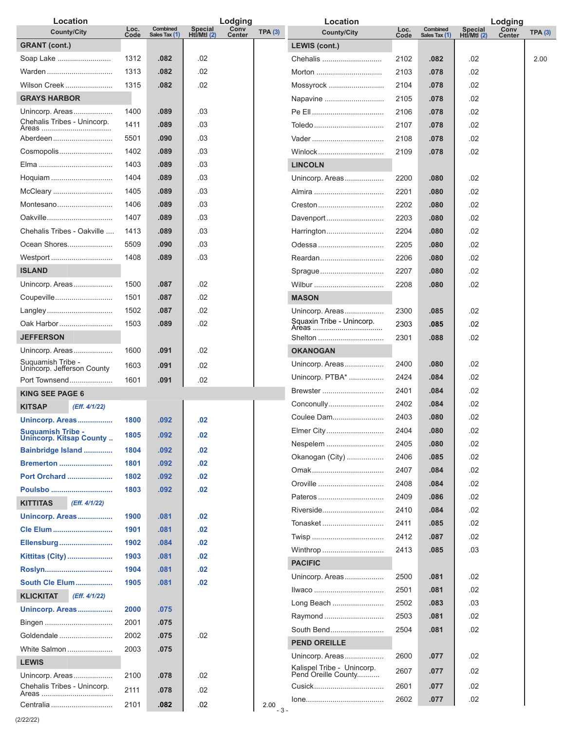| Location County/City | Loc. Code | Combined Sales Tax (1) | Lodging Special Htl/Mtl (2) | Lodging Conv Center | TPA (3) |
|---|---|---|---|---|---|
| **GRANT (cont.)** | | | | | |
| Soap Lake | 1312 | **.082** | .02 | | |
| Warden | 1313 | **.082** | .02 | | |
| Wilson Creek | 1315 | **.082** | .02 | | |
| **GRAYS HARBOR** | | | | | |
| Unincorp. Areas | 1400 | **.089** | .03 | | |
| Chehalis Tribes - Unincorp. Areas | 1411 | **.089** | .03 | | |
| Aberdeen | 5501 | **.090** | .03 | | |
| Cosmopolis | 1402 | **.089** | .03 | | |
| Elma | 1403 | **.089** | .03 | | |
| Hoquiam | 1404 | **.089** | .03 | | |
| McCleary | 1405 | **.089** | .03 | | |
| Montesano | 1406 | **.089** | .03 | | |
| Oakville | 1407 | **.089** | .03 | | |
| Chehalis Tribes - Oakville | 1413 | **.089** | .03 | | |
| Ocean Shores | 5509 | **.090** | .03 | | |
| Westport | 1408 | **.089** | .03 | | |
| **ISLAND** | | | | | |
| Unincorp. Areas | 1500 | **.087** | .02 | | |
| Coupeville | 1501 | **.087** | .02 | | |
| Langley | 1502 | **.087** | .02 | | |
| Oak Harbor | 1503 | **.089** | .02 | | |
| **JEFFERSON** | | | | | |
| Unincorp. Areas | 1600 | **.091** | .02 | | |
| Suquamish Tribe - Unincorp. Jefferson County | 1603 | **.091** | .02 | | |
| Port Townsend | 1601 | **.091** | .02 | | |
| **KING SEE PAGE 6** | | | | | |
| **KITSAP** *(Eff. 4/1/22)* | | | | | |
| **Unincorp. Areas** | **1800** | **.092** | **.02** | | |
| **Suquamish Tribe - Unincorp. Kitsap County** | **1805** | **.092** | **.02** | | |
| **Bainbridge Island** | **1804** | **.092** | **.02** | | |
| **Bremerton** | **1801** | **.092** | **.02** | | |
| **Port Orchard** | **1802** | **.092** | **.02** | | |
| **Poulsbo** | **1803** | **.092** | **.02** | | |
| **KITTITAS** *(Eff. 4/1/22)* | | | | | |
| **Unincorp. Areas** | **1900** | **.081** | **.02** | | |
| **Cle Elum** | **1901** | **.081** | **.02** | | |
| **Ellensburg** | **1902** | **.084** | **.02** | | |
| **Kittitas (City)** | **1903** | **.081** | **.02** | | |
| **Roslyn** | **1904** | **.081** | **.02** | | |
| **South Cle Elum** | **1905** | **.081** | **.02** | | |
| **KLICKITAT** *(Eff. 4/1/22)* | | | | | |
| **Unincorp. Areas** | **2000** | **.075** | | | |
| Bingen | 2001 | **.075** | | | |
| Goldendale | 2002 | **.075** | .02 | | |
| White Salmon | 2003 | **.075** | | | |
| **LEWIS** | | | | | |
| Unincorp. Areas | 2100 | **.078** | .02 | | |
| Chehalis Tribes - Unincorp. Areas | 2111 | **.078** | .02 | | |
| Centralia | 2101 | **.082** | .02 | | 2.00 |
| **LEWIS (cont.)** | | | | | |
| Chehalis | 2102 | **.082** | .02 | | 2.00 |
| Morton | 2103 | **.078** | .02 | | |
| Mossyrock | 2104 | **.078** | .02 | | |
| Napavine | 2105 | **.078** | .02 | | |
| Pe Ell | 2106 | **.078** | .02 | | |
| Toledo | 2107 | **.078** | .02 | | |
| Vader | 2108 | **.078** | .02 | | |
| Winlock | 2109 | **.078** | .02 | | |
| **LINCOLN** | | | | | |
| Unincorp. Areas | 2200 | **.080** | .02 | | |
| Almira | 2201 | **.080** | .02 | | |
| Creston | 2202 | **.080** | .02 | | |
| Davenport | 2203 | **.080** | .02 | | |
| Harrington | 2204 | **.080** | .02 | | |
| Odessa | 2205 | **.080** | .02 | | |
| Reardan | 2206 | **.080** | .02 | | |
| Sprague | 2207 | **.080** | .02 | | |
| Wilbur | 2208 | **.080** | .02 | | |
| **MASON** | | | | | |
| Unincorp. Areas | 2300 | **.085** | .02 | | |
| Squaxin Tribe - Unincorp. Areas | 2303 | **.085** | .02 | | |
| Shelton | 2301 | **.088** | .02 | | |
| **OKANOGAN** | | | | | |
| Unincorp. Areas | 2400 | **.080** | .02 | | |
| Unincorp. PTBA* | 2424 | **.084** | .02 | | |
| Brewster | 2401 | **.084** | .02 | | |
| Conconully | 2402 | **.084** | .02 | | |
| Coulee Dam | 2403 | **.080** | .02 | | |
| Elmer City | 2404 | **.080** | .02 | | |
| Nespelem | 2405 | **.080** | .02 | | |
| Okanogan (City) | 2406 | **.085** | .02 | | |
| Omak | 2407 | **.084** | .02 | | |
| Oroville | 2408 | **.084** | .02 | | |
| Pateros | 2409 | **.086** | .02 | | |
| Riverside | 2410 | **.084** | .02 | | |
| Tonasket | 2411 | **.085** | .02 | | |
| Twisp | 2412 | **.087** | .02 | | |
| Winthrop | 2413 | **.085** | .03 | | |
| **PACIFIC** | | | | | |
| Unincorp. Areas | 2500 | **.081** | .02 | | |
| Ilwaco | 2501 | **.081** | .02 | | |
| Long Beach | 2502 | **.083** | .03 | | |
| Raymond | 2503 | **.081** | .02 | | |
| South Bend | 2504 | **.081** | .02 | | |
| **PEND OREILLE** | | | | | |
| Unincorp. Areas | 2600 | **.077** | .02 | | |
| Kalispel Tribe - Unincorp. Pend Oreille County | 2607 | **.077** | .02 | | |
| Cusick | 2601 | **.077** | .02 | | |
| Ione | 2602 | **.077** | .02 | | |

(2/22/22)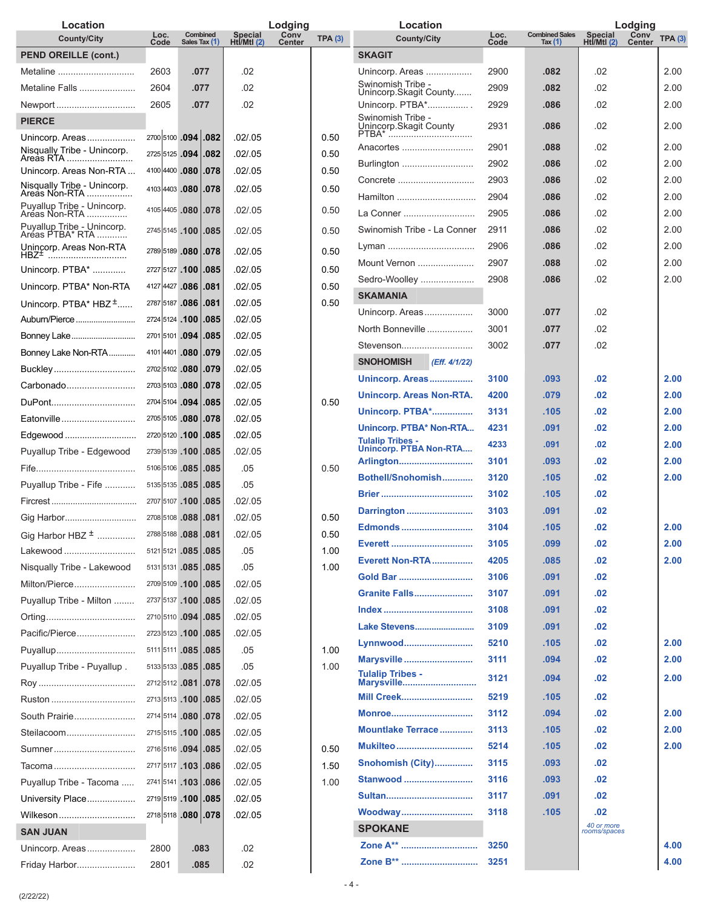| Location County/City | Loc. Code | Combined Sales Tax (1) | Lodging Special Htl/Mtl (2) | Lodging Conv Center | TPA (3) |
|---|---|---|---|---|---|
| **PEND OREILLE (cont.)** | | | | | |
| Metaline | 2603 | .077 | .02 | | |
| Metaline Falls | 2604 | .077 | .02 | | |
| Newport | 2605 | .077 | .02 | | |
| **PIERCE** | | | | | |
| Unincorp. Areas | 2700 / 5100 | .094 / .082 | .02/.05 | | 0.50 |
| Nisqually Tribe - Unincorp. Areas RTA | 2725 / 5125 | .094 / .082 | .02/.05 | | 0.50 |
| Unincorp. Areas Non-RTA | 4100 / 4400 | .080 / .078 | .02/.05 | | 0.50 |
| Nisqually Tribe - Unincorp. Areas Non-RTA | 4103 / 4403 | .080 / .078 | .02/.05 | | 0.50 |
| Puyallup Tribe - Unincorp. Areas Non-RTA | 4105 / 4405 | .080 / .078 | .02/.05 | | 0.50 |
| Puyallup Tribe - Unincorp. Areas PTBA* RTA | 2745 / 5145 | .100 / .085 | .02/.05 | | 0.50 |
| Unincorp. Areas Non-RTA HBZ± | 2789 / 5189 | .080 / .078 | .02/.05 | | 0.50 |
| Unincorp. PTBA* | 2727 / 5127 | .100 / .085 | .02/.05 | | 0.50 |
| Unincorp. PTBA* Non-RTA | 4127 / 4427 | .086 / .081 | .02/.05 | | 0.50 |
| Unincorp. PTBA* HBZ± | 2787 / 5187 | .086 / .081 | .02/.05 | | 0.50 |
| Auburn/Pierce | 2724 / 5124 | .100 / .085 | .02/.05 | | |
| Bonney Lake | 2701 / 5101 | .094 / .085 | .02/.05 | | |
| Bonney Lake Non-RTA | 4101 / 4401 | .080 / .079 | .02/.05 | | |
| Buckley | 2702 / 5102 | .080 / .079 | .02/.05 | | |
| Carbonado | 2703 / 5103 | .080 / .078 | .02/.05 | | |
| DuPont | 2704 / 5104 | .094 / .085 | .02/.05 | | 0.50 |
| Eatonville | 2705 / 5105 | .080 / .078 | .02/.05 | | |
| Edgewood | 2720 / 5120 | .100 / .085 | .02/.05 | | |
| Puyallup Tribe - Edgewood | 2739 / 5139 | .100 / .085 | .02/.05 | | |
| Fife | 5106 / 5106 | .085 / .085 | .05 | | 0.50 |
| Puyallup Tribe - Fife | 5135 / 5135 | .085 / .085 | .05 | | |
| Fircrest | 2707 / 5107 | .100 / .085 | .02/.05 | | |
| Gig Harbor | 2708 / 5108 | .088 / .081 | .02/.05 | | 0.50 |
| Gig Harbor HBZ ± | 2788 / 5188 | .088 / .081 | .02/.05 | | 0.50 |
| Lakewood | 5121 / 5121 | .085 / .085 | .05 | | 1.00 |
| Nisqually Tribe - Lakewood | 5131 / 5131 | .085 / .085 | .05 | | 1.00 |
| Milton/Pierce | 2709 / 5109 | .100 / .085 | .02/.05 | | |
| Puyallup Tribe - Milton | 2737 / 5137 | .100 / .085 | .02/.05 | | |
| Orting | 2710 / 5110 | .094 / .085 | .02/.05 | | |
| Pacific/Pierce | 2723 / 5123 | .100 / .085 | .02/.05 | | |
| Puyallup | 5111 / 5111 | .085 / .085 | .05 | | 1.00 |
| Puyallup Tribe - Puyallup | 5133 / 5133 | .085 / .085 | .05 | | 1.00 |
| Roy | 2712 / 5112 | .081 / .078 | .02/.05 | | |
| Ruston | 2713 / 5113 | .100 / .085 | .02/.05 | | |
| South Prairie | 2714 / 5114 | .080 / .078 | .02/.05 | | |
| Steilacoom | 2715 / 5115 | .100 / .085 | .02/.05 | | |
| Sumner | 2716 / 5116 | .094 / .085 | .02/.05 | | 0.50 |
| Tacoma | 2717 / 5117 | .103 / .086 | .02/.05 | | 1.50 |
| Puyallup Tribe - Tacoma | 2741 / 5141 | .103 / .086 | .02/.05 | | 1.00 |
| University Place | 2719 / 5119 | .100 / .085 | .02/.05 | | |
| Wilkeson | 2718 / 5118 | .080 / .078 | .02/.05 | | |
| **SAN JUAN** | | | | | |
| Unincorp. Areas | 2800 | .083 | .02 | | |
| Friday Harbor | 2801 | .085 | .02 | | |
| **SKAGIT** | | | | | |
| Unincorp. Areas | 2900 | .082 | .02 | | 2.00 |
| Swinomish Tribe - Unincorp.Skagit County | 2909 | .082 | .02 | | 2.00 |
| Unincorp. PTBA* | 2929 | .086 | .02 | | 2.00 |
| Swinomish Tribe - Unincorp.Skagit County PTBA* | 2931 | .086 | .02 | | 2.00 |
| Anacortes | 2901 | .088 | .02 | | 2.00 |
| Burlington | 2902 | .086 | .02 | | 2.00 |
| Concrete | 2903 | .086 | .02 | | 2.00 |
| Hamilton | 2904 | .086 | .02 | | 2.00 |
| La Conner | 2905 | .086 | .02 | | 2.00 |
| Swinomish Tribe - La Conner | 2911 | .086 | .02 | | 2.00 |
| Lyman | 2906 | .086 | .02 | | 2.00 |
| Mount Vernon | 2907 | .088 | .02 | | 2.00 |
| Sedro-Woolley | 2908 | .086 | .02 | | 2.00 |
| **SKAMANIA** | | | | | |
| Unincorp. Areas | 3000 | .077 | .02 | | |
| North Bonneville | 3001 | .077 | .02 | | |
| Stevenson | 3002 | .077 | .02 | | |
| **SNOHOMISH** *(Eff. 4/1/22)* | | | | | |
| **Unincorp. Areas** | **3100** | **.093** | **.02** | | **2.00** |
| **Unincorp. Areas Non-RTA** | **4200** | **.079** | **.02** | | **2.00** |
| **Unincorp. PTBA*** | **3131** | **.105** | **.02** | | **2.00** |
| **Unincorp. PTBA* Non-RTA** | **4231** | **.091** | **.02** | | **2.00** |
| **Tulalip Tribes - Unincorp. PTBA Non-RTA** | **4233** | **.091** | **.02** | | **2.00** |
| **Arlington** | **3101** | **.093** | **.02** | | **2.00** |
| **Bothell/Snohomish** | **3120** | **.105** | **.02** | | **2.00** |
| **Brier** | **3102** | **.105** | **.02** | | |
| **Darrington** | **3103** | **.091** | **.02** | | |
| **Edmonds** | **3104** | **.105** | **.02** | | **2.00** |
| **Everett** | **3105** | **.099** | **.02** | | **2.00** |
| **Everett Non-RTA** | **4205** | **.085** | **.02** | | **2.00** |
| **Gold Bar** | **3106** | **.091** | **.02** | | |
| **Granite Falls** | **3107** | **.091** | **.02** | | |
| **Index** | **3108** | **.091** | **.02** | | |
| **Lake Stevens** | **3109** | **.091** | **.02** | | |
| **Lynnwood** | **5210** | **.105** | **.02** | | **2.00** |
| **Marysville** | **3111** | **.094** | **.02** | | **2.00** |
| **Tulalip Tribes - Marysville** | **3121** | **.094** | **.02** | | **2.00** |
| **Mill Creek** | **5219** | **.105** | **.02** | | |
| **Monroe** | **3112** | **.094** | **.02** | | **2.00** |
| **Mountlake Terrace** | **3113** | **.105** | **.02** | | **2.00** |
| **Mukilteo** | **5214** | **.105** | **.02** | | **2.00** |
| **Snohomish (City)** | **3115** | **.093** | **.02** | | |
| **Stanwood** | **3116** | **.093** | **.02** | | |
| **Sultan** | **3117** | **.091** | **.02** | | |
| **Woodway** | **3118** | **.105** | **.02** | | |
| **SPOKANE** | | | *40 or more rooms/spaces* | | |
| **Zone A**** | **3250** | | | | **4.00** |
| **Zone B**** | **3251** | | | | **4.00** |

(2/22/22)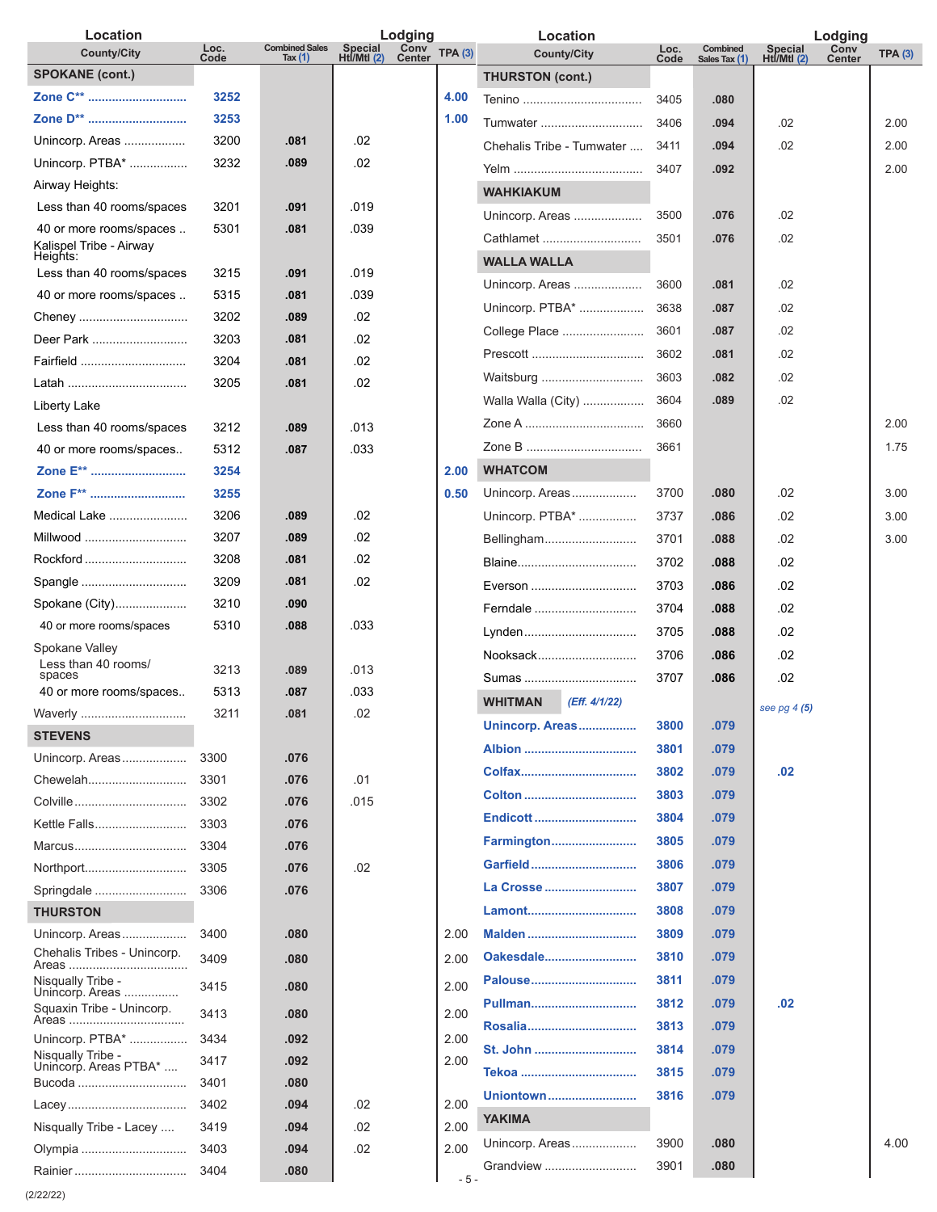| County/City | Loc. Code | Combined Sales Tax (1) | Lodging: Special Htl/Mtl (2) | Lodging: Conv Center | TPA (3) |
|---|---|---|---|---|---|
| **SPOKANE (cont.)** | | | | | |
| **Zone C**** | **3252** | | | | **4.00** |
| **Zone D**** | **3253** | | | | **1.00** |
| Unincorp. Areas | 3200 | **.081** | .02 | | |
| Unincorp. PTBA* | 3232 | **.089** | .02 | | |
| Airway Heights: | | | | | |
| Less than 40 rooms/spaces | 3201 | **.091** | .019 | | |
| 40 or more rooms/spaces | 5301 | **.081** | .039 | | |
| Kalispel Tribe - Airway Heights: | | | | | |
| Less than 40 rooms/spaces | 3215 | **.091** | .019 | | |
| 40 or more rooms/spaces | 5315 | **.081** | .039 | | |
| Cheney | 3202 | **.089** | .02 | | |
| Deer Park | 3203 | **.081** | .02 | | |
| Fairfield | 3204 | **.081** | .02 | | |
| Latah | 3205 | **.081** | .02 | | |
| Liberty Lake | | | | | |
| Less than 40 rooms/spaces | 3212 | **.089** | .013 | | |
| 40 or more rooms/spaces | 5312 | **.087** | .033 | | |
| **Zone E**** | **3254** | | | | **2.00** |
| **Zone F**** | **3255** | | | | **0.50** |
| Medical Lake | 3206 | **.089** | .02 | | |
| Millwood | 3207 | **.089** | .02 | | |
| Rockford | 3208 | **.081** | .02 | | |
| Spangle | 3209 | **.081** | .02 | | |
| Spokane (City) | 3210 | **.090** | | | |
| 40 or more rooms/spaces | 5310 | **.088** | .033 | | |
| Spokane Valley | | | | | |
| Less than 40 rooms/ spaces | 3213 | **.089** | .013 | | |
| 40 or more rooms/spaces | 5313 | **.087** | .033 | | |
| Waverly | 3211 | **.081** | .02 | | |
| **STEVENS** | | | | | |
| Unincorp. Areas | 3300 | **.076** | | | |
| Chewelah | 3301 | **.076** | .01 | | |
| Colville | 3302 | **.076** | .015 | | |
| Kettle Falls | 3303 | **.076** | | | |
| Marcus | 3304 | **.076** | | | |
| Northport | 3305 | **.076** | .02 | | |
| Springdale | 3306 | **.076** | | | |
| **THURSTON** | | | | | |
| Unincorp. Areas | 3400 | **.080** | | | 2.00 |
| Chehalis Tribes - Unincorp. Areas | 3409 | **.080** | | | 2.00 |
| Nisqually Tribe - Unincorp. Areas | 3415 | **.080** | | | 2.00 |
| Squaxin Tribe - Unincorp. Areas | 3413 | **.080** | | | 2.00 |
| Unincorp. PTBA* | 3434 | **.092** | | | 2.00 |
| Nisqually Tribe - Unincorp. Areas PTBA* | 3417 | **.092** | | | 2.00 |
| Bucoda | 3401 | **.080** | | | |
| Lacey | 3402 | **.094** | .02 | | 2.00 |
| Nisqually Tribe - Lacey | 3419 | **.094** | .02 | | 2.00 |
| Olympia | 3403 | **.094** | .02 | | 2.00 |
| Rainier | 3404 | **.080** | | | |
| **THURSTON (cont.)** | | | | | |
| Tenino | 3405 | **.080** | | | |
| Tumwater | 3406 | **.094** | .02 | | 2.00 |
| Chehalis Tribe - Tumwater | 3411 | **.094** | .02 | | 2.00 |
| Yelm | 3407 | **.092** | | | 2.00 |
| **WAHKIAKUM** | | | | | |
| Unincorp. Areas | 3500 | **.076** | .02 | | |
| Cathlamet | 3501 | **.076** | .02 | | |
| **WALLA WALLA** | | | | | |
| Unincorp. Areas | 3600 | **.081** | .02 | | |
| Unincorp. PTBA* | 3638 | **.087** | .02 | | |
| College Place | 3601 | **.087** | .02 | | |
| Prescott | 3602 | **.081** | .02 | | |
| Waitsburg | 3603 | **.082** | .02 | | |
| Walla Walla (City) | 3604 | **.089** | .02 | | |
| Zone A | 3660 | | | | 2.00 |
| Zone B | 3661 | | | | 1.75 |
| **WHATCOM** | | | | | |
| Unincorp. Areas | 3700 | **.080** | .02 | | 3.00 |
| Unincorp. PTBA* | 3737 | **.086** | .02 | | 3.00 |
| Bellingham | 3701 | **.088** | .02 | | 3.00 |
| Blaine | 3702 | **.088** | .02 | | |
| Everson | 3703 | **.086** | .02 | | |
| Ferndale | 3704 | **.088** | .02 | | |
| Lynden | 3705 | **.088** | .02 | | |
| Nooksack | 3706 | **.086** | .02 | | |
| Sumas | 3707 | **.086** | .02 | | |
| **WHITMAN** *(Eff. 4/1/22)* | | | *see pg 4 (5)* | | |
| **Unincorp. Areas** | **3800** | **.079** | | | |
| **Albion** | **3801** | **.079** | | | |
| **Colfax** | **3802** | **.079** | **.02** | | |
| **Colton** | **3803** | **.079** | | | |
| **Endicott** | **3804** | **.079** | | | |
| **Farmington** | **3805** | **.079** | | | |
| **Garfield** | **3806** | **.079** | | | |
| **La Crosse** | **3807** | **.079** | | | |
| **Lamont** | **3808** | **.079** | | | |
| **Malden** | **3809** | **.079** | | | |
| **Oakesdale** | **3810** | **.079** | | | |
| **Palouse** | **3811** | **.079** | | | |
| **Pullman** | **3812** | **.079** | **.02** | | |
| **Rosalia** | **3813** | **.079** | | | |
| **St. John** | **3814** | **.079** | | | |
| **Tekoa** | **3815** | **.079** | | | |
| **Uniontown** | **3816** | **.079** | | | |
| **YAKIMA** | | | | | |
| Unincorp. Areas | 3900 | **.080** | | | 4.00 |
| Grandview | 3901 | **.080** | | | |

(2/22/22)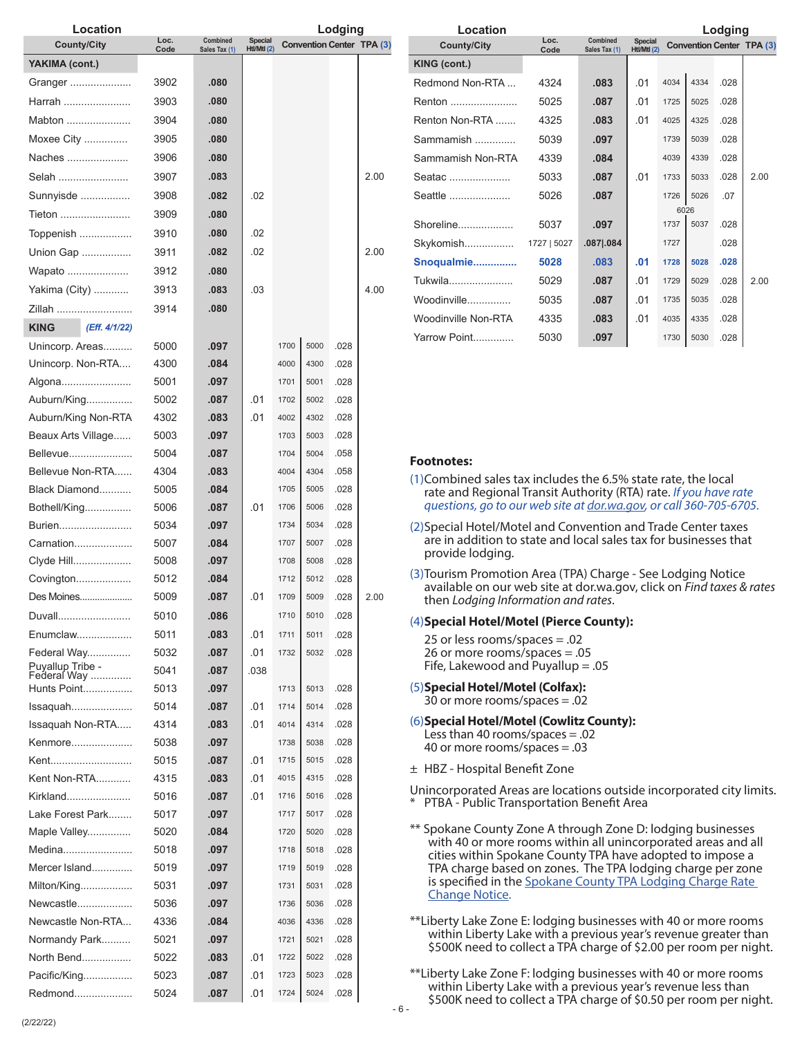| Location County/City | Loc. Code | Combined Sales Tax (1) | Special Htl/Mtl (2) | Lodging Convention Center | | | TPA (3) |
|---|---|---|---|---|---|---|---|
| **YAKIMA (cont.)** | | | | | | | |
| Granger | 3902 | .080 | | | | | |
| Harrah | 3903 | .080 | | | | | |
| Mabton | 3904 | .080 | | | | | |
| Moxee City | 3905 | .080 | | | | | |
| Naches | 3906 | .080 | | | | | |
| Selah | 3907 | .083 | | | | | 2.00 |
| Sunnyside | 3908 | .082 | .02 | | | | |
| Tieton | 3909 | .080 | | | | | |
| Toppenish | 3910 | .080 | .02 | | | | |
| Union Gap | 3911 | .082 | .02 | | | | 2.00 |
| Wapato | 3912 | .080 | | | | | |
| Yakima (City) | 3913 | .083 | .03 | | | | 4.00 |
| Zillah | 3914 | .080 | | | | | |
| **KING** *(Eff. 4/1/22)* | | | | | | | |
| Unincorp. Areas | 5000 | .097 | | 1700 | 5000 | .028 | |
| Unincorp. Non-RTA | 4300 | .084 | | 4000 | 4300 | .028 | |
| Algona | 5001 | .097 | | 1701 | 5001 | .028 | |
| Auburn/King | 5002 | .087 | .01 | 1702 | 5002 | .028 | |
| Auburn/King Non-RTA | 4302 | .083 | .01 | 4002 | 4302 | .028 | |
| Beaux Arts Village | 5003 | .097 | | 1703 | 5003 | .028 | |
| Bellevue | 5004 | .087 | | 1704 | 5004 | .058 | |
| Bellevue Non-RTA | 4304 | .083 | | 4004 | 4304 | .058 | |
| Black Diamond | 5005 | .084 | | 1705 | 5005 | .028 | |
| Bothell/King | 5006 | .087 | .01 | 1706 | 5006 | .028 | |
| Burien | 5034 | .097 | | 1734 | 5034 | .028 | |
| Carnation | 5007 | .084 | | 1707 | 5007 | .028 | |
| Clyde Hill | 5008 | .097 | | 1708 | 5008 | .028 | |
| Covington | 5012 | .084 | | 1712 | 5012 | .028 | |
| Des Moines | 5009 | .087 | .01 | 1709 | 5009 | .028 | 2.00 |
| Duvall | 5010 | .086 | | 1710 | 5010 | .028 | |
| Enumclaw | 5011 | .083 | .01 | 1711 | 5011 | .028 | |
| Federal Way | 5032 | .087 | .01 | 1732 | 5032 | .028 | |
| Puyallup Tribe - Federal Way | 5041 | .087 | .038 | | | | |
| Hunts Point | 5013 | .097 | | 1713 | 5013 | .028 | |
| Issaquah | 5014 | .087 | .01 | 1714 | 5014 | .028 | |
| Issaquah Non-RTA | 4314 | .083 | .01 | 4014 | 4314 | .028 | |
| Kenmore | 5038 | .097 | | 1738 | 5038 | .028 | |
| Kent | 5015 | .087 | .01 | 1715 | 5015 | .028 | |
| Kent Non-RTA | 4315 | .083 | .01 | 4015 | 4315 | .028 | |
| Kirkland | 5016 | .087 | .01 | 1716 | 5016 | .028 | |
| Lake Forest Park | 5017 | .097 | | 1717 | 5017 | .028 | |
| Maple Valley | 5020 | .084 | | 1720 | 5020 | .028 | |
| Medina | 5018 | .097 | | 1718 | 5018 | .028 | |
| Mercer Island | 5019 | .097 | | 1719 | 5019 | .028 | |
| Milton/King | 5031 | .097 | | 1731 | 5031 | .028 | |
| Newcastle | 5036 | .097 | | 1736 | 5036 | .028 | |
| Newcastle Non-RTA | 4336 | .084 | | 4036 | 4336 | .028 | |
| Normandy Park | 5021 | .097 | | 1721 | 5021 | .028 | |
| North Bend | 5022 | .083 | .01 | 1722 | 5022 | .028 | |
| Pacific/King | 5023 | .087 | .01 | 1723 | 5023 | .028 | |
| Redmond | 5024 | .087 | .01 | 1724 | 5024 | .028 | |

| Location County/City | Loc. Code | Combined Sales Tax (1) | Special Htl/Mtl (2) | Lodging Convention Center | | | TPA (3) |
|---|---|---|---|---|---|---|---|
| **KING (cont.)** | | | | | | | |
| Redmond Non-RTA | 4324 | .083 | .01 | 4034 | 4334 | .028 | |
| Renton | 5025 | .087 | .01 | 1725 | 5025 | .028 | |
| Renton Non-RTA | 4325 | .083 | .01 | 4025 | 4325 | .028 | |
| Sammamish | 5039 | .097 | | 1739 | 5039 | .028 | |
| Sammamish Non-RTA | 4339 | .084 | | 4039 | 4339 | .028 | |
| Seatac | 5033 | .087 | .01 | 1733 | 5033 | .028 | 2.00 |
| Seattle | 5026 | .087 | | 1726 6026 | 5026 | .07 | |
| Shoreline | 5037 | .097 | | 1737 | 5037 | .028 | |
| Skykomish | 1727 \| 5027 | .087\|.084 | | 1727 | | .028 | |
| **Snoqualmie** | **5028** | **.083** | **.01** | **1728** | **5028** | **.028** | |
| Tukwila | 5029 | .087 | .01 | 1729 | 5029 | .028 | 2.00 |
| Woodinville | 5035 | .087 | .01 | 1735 | 5035 | .028 | |
| Woodinville Non-RTA | 4335 | .083 | .01 | 4035 | 4335 | .028 | |
| Yarrow Point | 5030 | .097 | | 1730 | 5030 | .028 | |

**Footnotes:**

(1) Combined sales tax includes the 6.5% state rate, the local rate and Regional Transit Authority (RTA) rate. *If you have rate questions, go to our web site at dor.wa.gov, or call 360-705-6705.*

(2) Special Hotel/Motel and Convention and Trade Center taxes are in addition to state and local sales tax for businesses that provide lodging.

(3) Tourism Promotion Area (TPA) Charge - See Lodging Notice available on our web site at dor.wa.gov, click on *Find taxes & rates* then *Lodging Information and rates.*

(4) **Special Hotel/Motel (Pierce County):**
25 or less rooms/spaces = .02
26 or more rooms/spaces = .05
Fife, Lakewood and Puyallup = .05

(5) **Special Hotel/Motel (Colfax):**
30 or more rooms/spaces = .02

(6) **Special Hotel/Motel (Cowlitz County):**
Less than 40 rooms/spaces = .02
40 or more rooms/spaces = .03

± HBZ - Hospital Benefit Zone

Unincorporated Areas are locations outside incorporated city limits.
* PTBA - Public Transportation Benefit Area

** Spokane County Zone A through Zone D: lodging businesses with 40 or more rooms within all unincorporated areas and all cities within Spokane County TPA have adopted to impose a TPA charge based on zones. The TPA lodging charge per zone is specified in the Spokane County TPA Lodging Charge Rate Change Notice.

**Liberty Lake Zone E: lodging businesses with 40 or more rooms within Liberty Lake with a previous year's revenue greater than $500K need to collect a TPA charge of $2.00 per room per night.

**Liberty Lake Zone F: lodging businesses with 40 or more rooms within Liberty Lake with a previous year's revenue less than $500K need to collect a TPA charge of $0.50 per room per night.

(2/22/22)